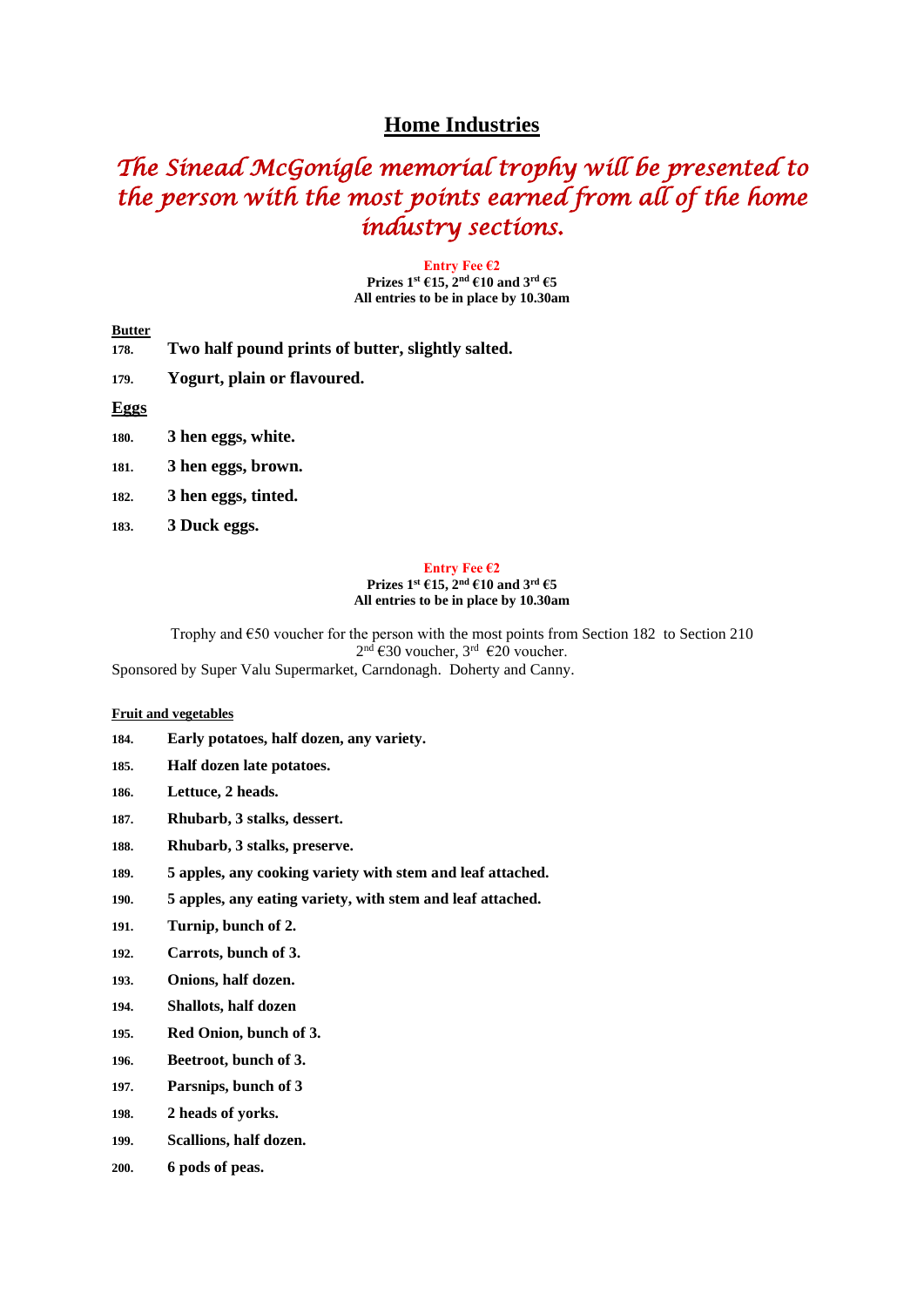# Home Industries

*The Sinead McGonigle memorial trophy will be presented to the person with the most points earned from all of the home industry sections.*

**Entry Fee €2**
**Prizes 1st €15, 2nd €10 and 3rd €5**
**All entries to be in place by 10.30am**

**Butter**

178. **Two half pound prints of butter, slightly salted.**
179. **Yogurt, plain or flavoured.**

**Eggs**

180. **3 hen eggs, white.**
181. **3 hen eggs, brown.**
182. **3 hen eggs, tinted.**
183. **3 Duck eggs.**

**Entry Fee €2**
**Prizes 1st €15, 2nd €10 and 3rd €5**
**All entries to be in place by 10.30am**

Trophy and €50 voucher for the person with the most points from Section 182 to Section 210
2nd €30 voucher, 3rd €20 voucher.
Sponsored by Super Valu Supermarket, Carndonagh. Doherty and Canny.

**Fruit and vegetables**

184. **Early potatoes, half dozen, any variety.**
185. **Half dozen late potatoes.**
186. **Lettuce, 2 heads.**
187. **Rhubarb, 3 stalks, dessert.**
188. **Rhubarb, 3 stalks, preserve.**
189. **5 apples, any cooking variety with stem and leaf attached.**
190. **5 apples, any eating variety, with stem and leaf attached.**
191. **Turnip, bunch of 2.**
192. **Carrots, bunch of 3.**
193. **Onions, half dozen.**
194. **Shallots, half dozen**
195. **Red Onion, bunch of 3.**
196. **Beetroot, bunch of 3.**
197. **Parsnips, bunch of 3**
198. **2 heads of yorks.**
199. **Scallions, half dozen.**
200. **6 pods of peas.**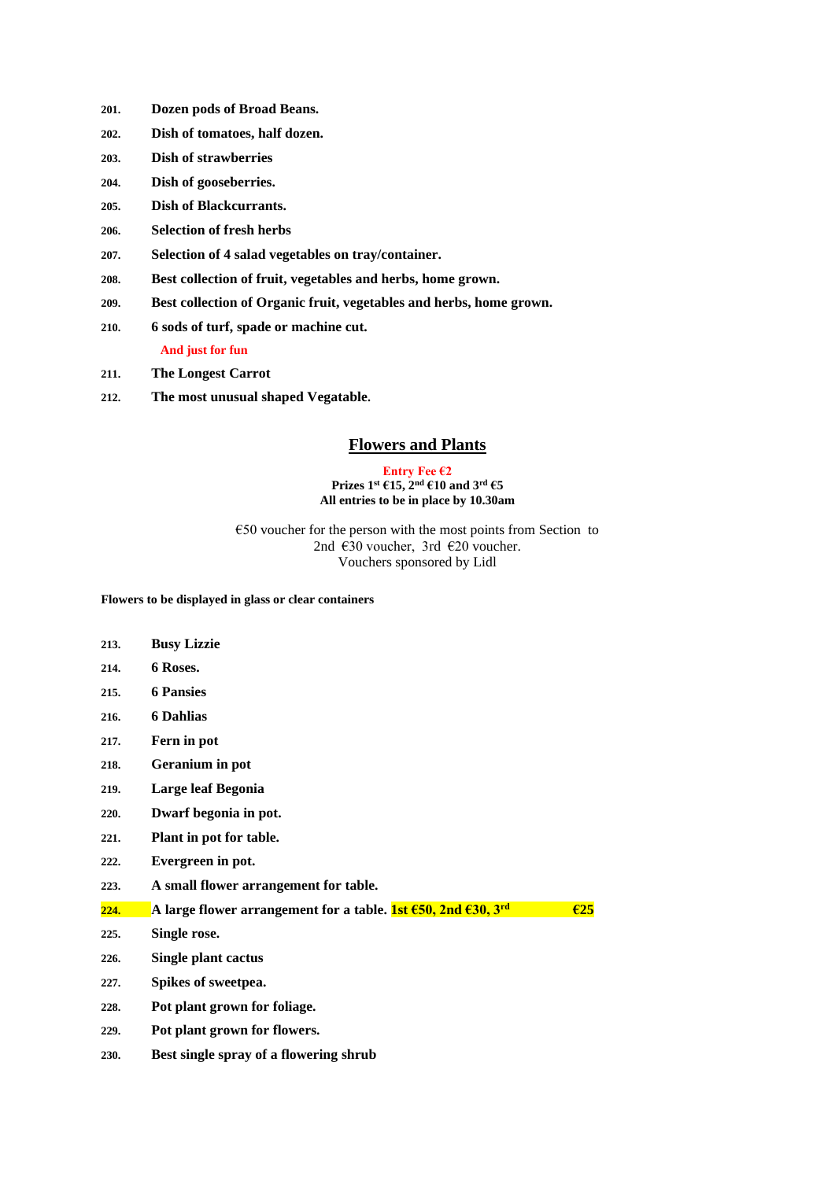**201.** **Dozen pods of Broad Beans.**

**202.** **Dish of tomatoes, half dozen.**

**203.** **Dish of strawberries**

**204.** **Dish of gooseberries.**

**205.** **Dish of Blackcurrants.**

**206.** **Selection of fresh herbs**

**207.** **Selection of 4 salad vegetables on tray/container.**

**208.** **Best collection of fruit, vegetables and herbs, home grown.**

**209.** **Best collection of Organic fruit, vegetables and herbs, home grown.**

**210.** **6 sods of turf, spade or machine cut.**

**And just for fun**

**211.** **The Longest Carrot**

**212.** **The most unusual shaped Vegatable.**

## Flowers and Plants

**Entry Fee €2**
**Prizes 1st €15, 2nd €10 and 3rd €5**
**All entries to be in place by 10.30am**

€50 voucher for the person with the most points from Section to
2nd €30 voucher, 3rd €20 voucher.
Vouchers sponsored by Lidl

**Flowers to be displayed in glass or clear containers**

**213.** **Busy Lizzie**

**214.** **6 Roses.**

**215.** **6 Pansies**

**216.** **6 Dahlias**

**217.** **Fern in pot**

**218.** **Geranium in pot**

**219.** **Large leaf Begonia**

**220.** **Dwarf begonia in pot.**

**221.** **Plant in pot for table.**

**222.** **Evergreen in pot.**

**223.** **A small flower arrangement for table.**

**224.** **A large flower arrangement for a table. 1st €50, 2nd €30, 3rd €25**

**225.** **Single rose.**

**226.** **Single plant cactus**

**227.** **Spikes of sweetpea.**

**228.** **Pot plant grown for foliage.**

**229.** **Pot plant grown for flowers.**

**230.** **Best single spray of a flowering shrub**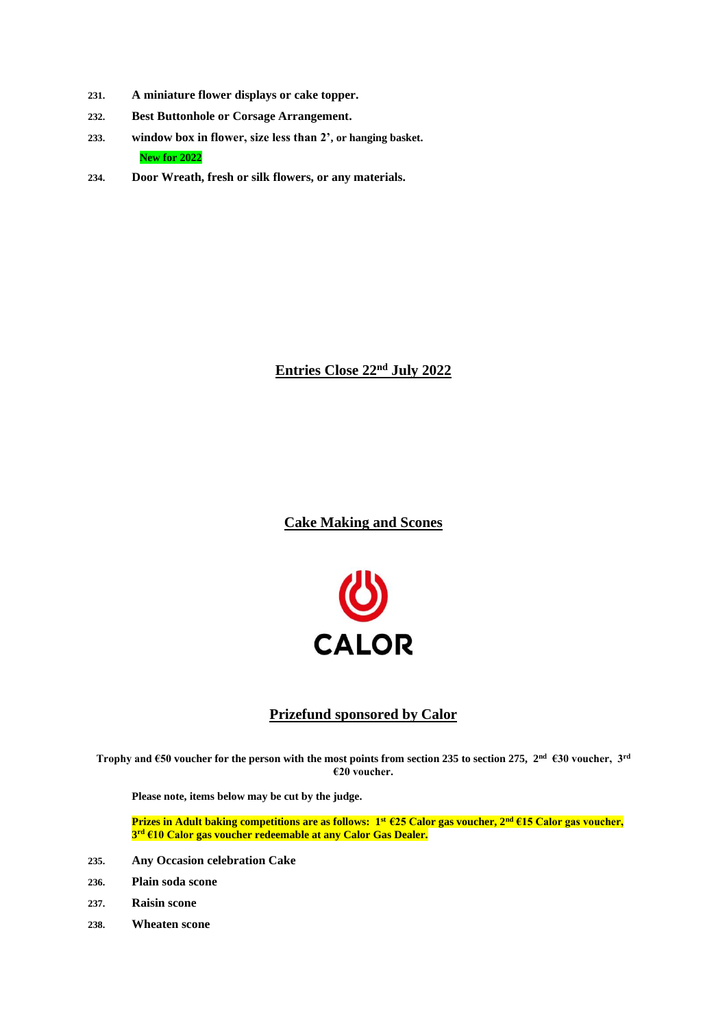231. **A miniature flower displays or cake topper.**

232. **Best Buttonhole or Corsage Arrangement.**

233. **window box in flower, size less than 2', or hanging basket.**

**New for 2022**

234. **Door Wreath, fresh or silk flowers, or any materials.**

**Entries Close 22nd July 2022**

## Cake Making and Scones

CALOR

## Prizefund sponsored by Calor

**Trophy and €50 voucher for the person with the most points from section 235 to section 275, 2nd €30 voucher, 3rd €20 voucher.**

**Please note, items below may be cut by the judge.**

**Prizes in Adult baking competitions are as follows: 1st €25 Calor gas voucher, 2nd €15 Calor gas voucher, 3rd €10 Calor gas voucher redeemable at any Calor Gas Dealer.**

235. **Any Occasion celebration Cake**

236. **Plain soda scone**

237. **Raisin scone**

238. **Wheaten scone**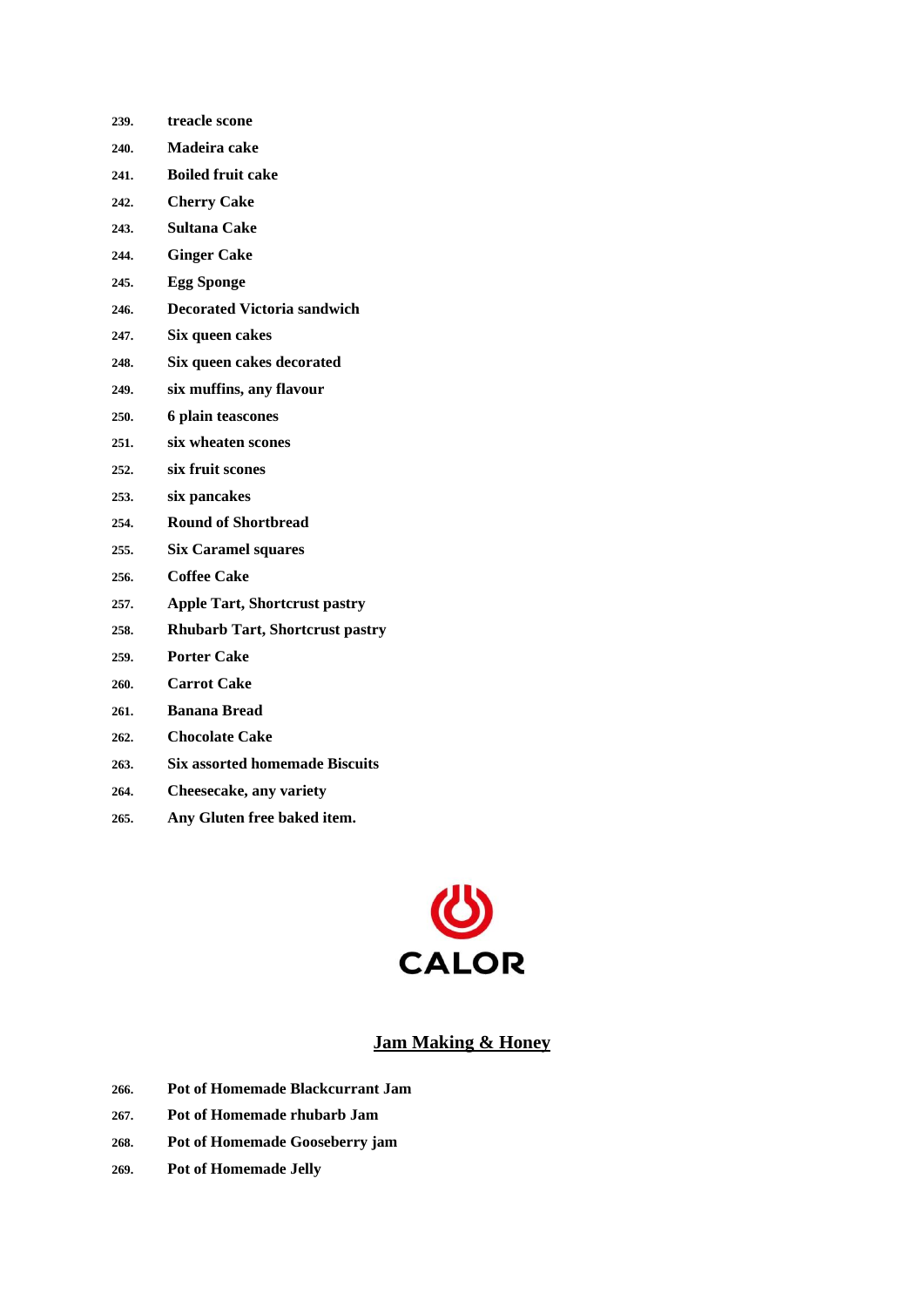239. **treacle scone**
240. **Madeira cake**
241. **Boiled fruit cake**
242. **Cherry Cake**
243. **Sultana Cake**
244. **Ginger Cake**
245. **Egg Sponge**
246. **Decorated Victoria sandwich**
247. **Six queen cakes**
248. **Six queen cakes decorated**
249. **six muffins, any flavour**
250. **6 plain teascones**
251. **six wheaten scones**
252. **six fruit scones**
253. **six pancakes**
254. **Round of Shortbread**
255. **Six Caramel squares**
256. **Coffee Cake**
257. **Apple Tart, Shortcrust pastry**
258. **Rhubarb Tart, Shortcrust pastry**
259. **Porter Cake**
260. **Carrot Cake**
261. **Banana Bread**
262. **Chocolate Cake**
263. **Six assorted homemade Biscuits**
264. **Cheesecake, any variety**
265. **Any Gluten free baked item.**

CALOR

## Jam Making & Honey

266. **Pot of Homemade Blackcurrant Jam**
267. **Pot of Homemade rhubarb Jam**
268. **Pot of Homemade Gooseberry jam**
269. **Pot of Homemade Jelly**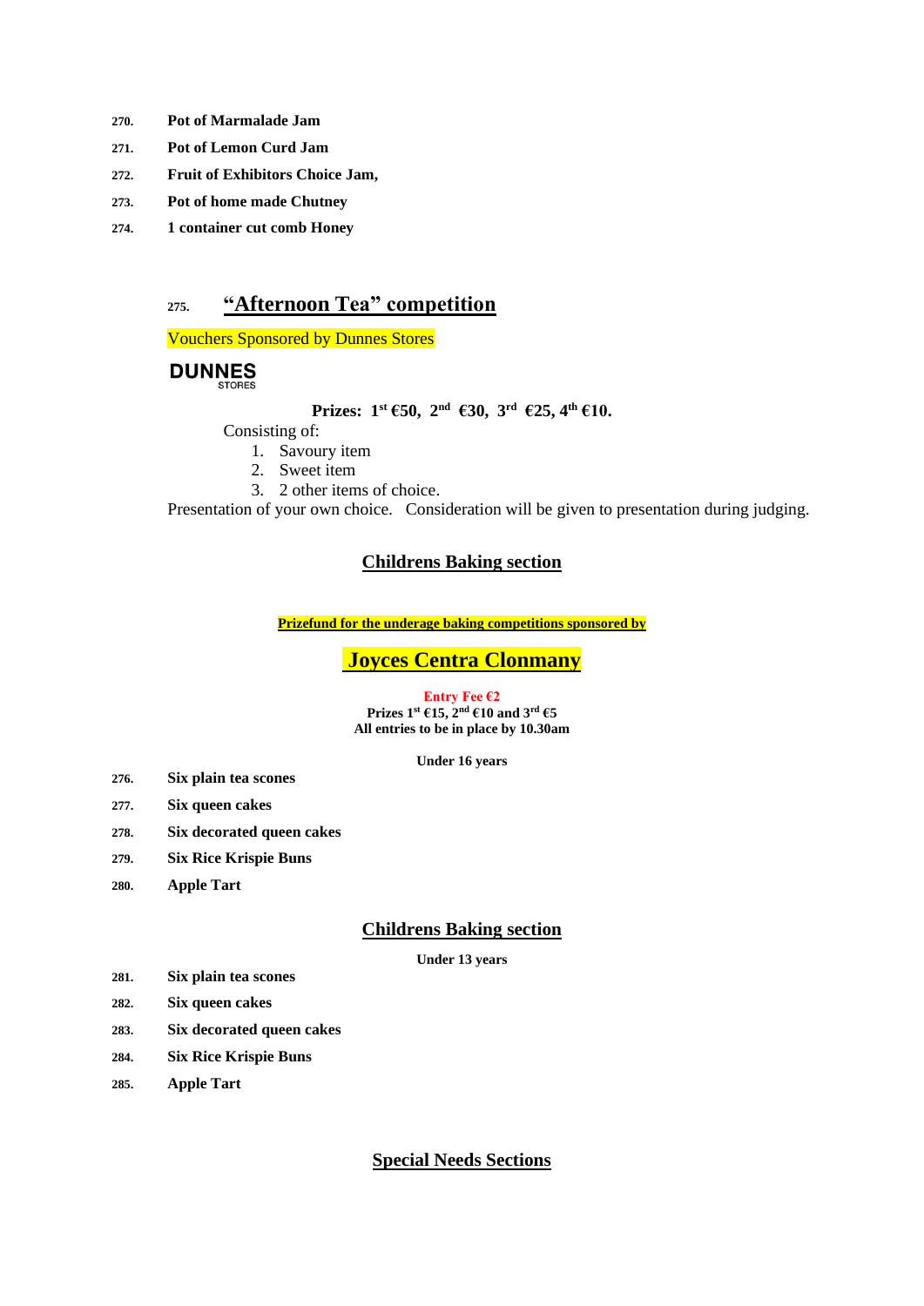**270.** **Pot of Marmalade Jam**

**271.** **Pot of Lemon Curd Jam**

**272.** **Fruit of Exhibitors Choice Jam,**

**273.** **Pot of home made Chutney**

**274.** **1 container cut comb Honey**

## 275. "Afternoon Tea" competition

Vouchers Sponsored by Dunnes Stores

DUNNES STORES

**Prizes: 1st €50, 2nd €30, 3rd €25, 4th €10.**

Consisting of:

1. Savoury item
2. Sweet item
3. 2 other items of choice.

Presentation of your own choice. Consideration will be given to presentation during judging.

## Childrens Baking section

**Prizefund for the underage baking competitions sponsored by**

## Joyces Centra Clonmany

**Entry Fee €2**
**Prizes 1st €15, 2nd €10 and 3rd €5**
**All entries to be in place by 10.30am**

**Under 16 years**

**276.** **Six plain tea scones**

**277.** **Six queen cakes**

**278.** **Six decorated queen cakes**

**279.** **Six Rice Krispie Buns**

**280.** **Apple Tart**

## Childrens Baking section

**Under 13 years**

**281.** **Six plain tea scones**

**282.** **Six queen cakes**

**283.** **Six decorated queen cakes**

**284.** **Six Rice Krispie Buns**

**285.** **Apple Tart**

## Special Needs Sections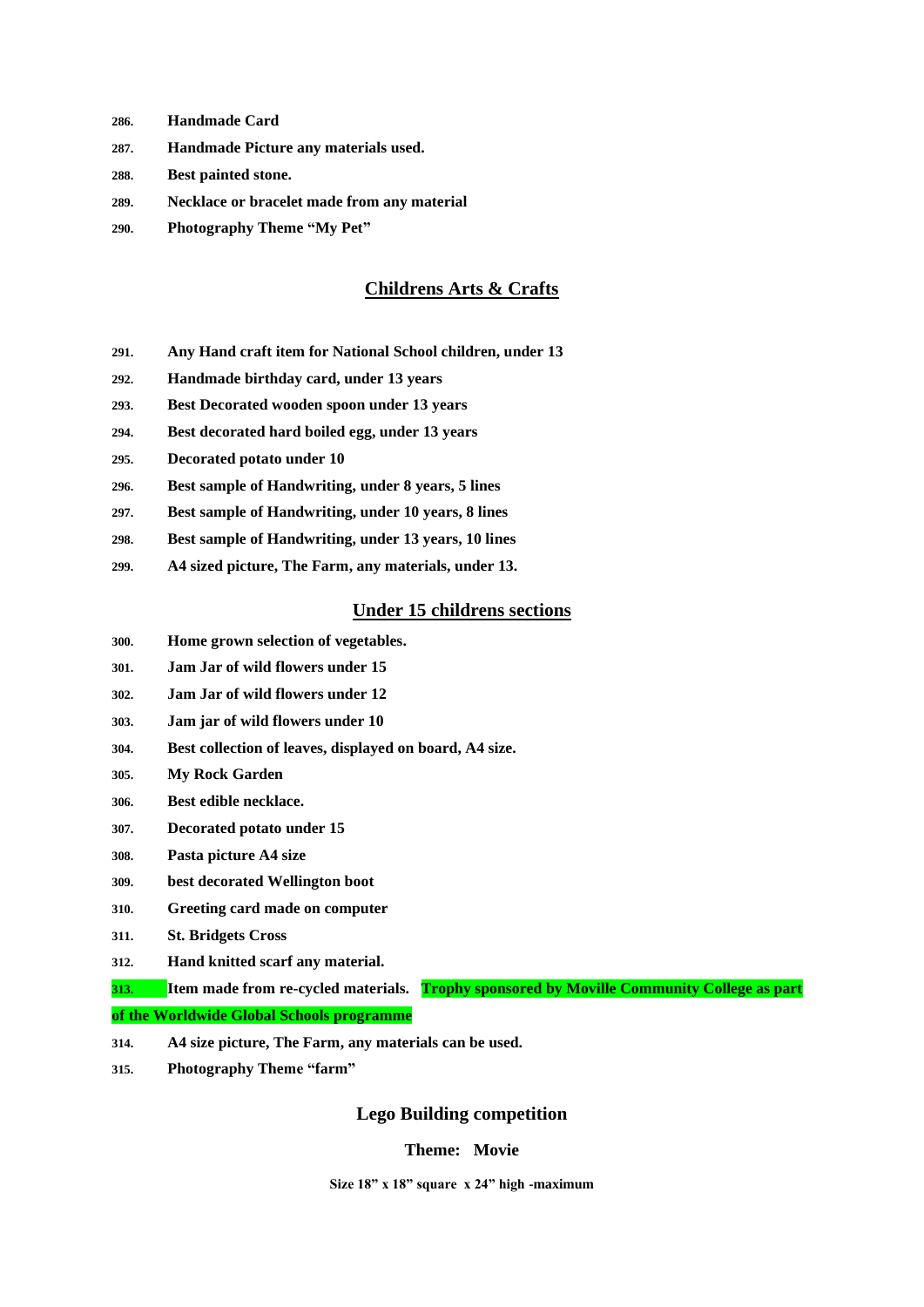**286.** **Handmade Card**

**287.** **Handmade Picture any materials used.**

**288.** **Best painted stone.**

**289.** **Necklace or bracelet made from any material**

**290.** **Photography Theme "My Pet"**

## Childrens Arts & Crafts

**291.** **Any Hand craft item for National School children, under 13**

**292.** **Handmade birthday card, under 13 years**

**293.** **Best Decorated wooden spoon under 13 years**

**294.** **Best decorated hard boiled egg, under 13 years**

**295.** **Decorated potato under 10**

**296.** **Best sample of Handwriting, under 8 years, 5 lines**

**297.** **Best sample of Handwriting, under 10 years, 8 lines**

**298.** **Best sample of Handwriting, under 13 years, 10 lines**

**299.** **A4 sized picture, The Farm, any materials, under 13.**

## Under 15 childrens sections

**300.** **Home grown selection of vegetables.**

**301.** **Jam Jar of wild flowers under 15**

**302.** **Jam Jar of wild flowers under 12**

**303.** **Jam jar of wild flowers under 10**

**304.** **Best collection of leaves, displayed on board, A4 size.**

**305.** **My Rock Garden**

**306.** **Best edible necklace.**

**307.** **Decorated potato under 15**

**308.** **Pasta picture A4 size**

**309.** **best decorated Wellington boot**

**310.** **Greeting card made on computer**

**311.** **St. Bridgets Cross**

**312.** **Hand knitted scarf any material.**

**313.** **Item made from re-cycled materials.** **Trophy sponsored by Moville Community College as part of the Worldwide Global Schools programme**

**314.** **A4 size picture, The Farm, any materials can be used.**

**315.** **Photography Theme "farm"**

## Lego Building competition

**Theme: Movie**

**Size 18" x 18" square x 24" high -maximum**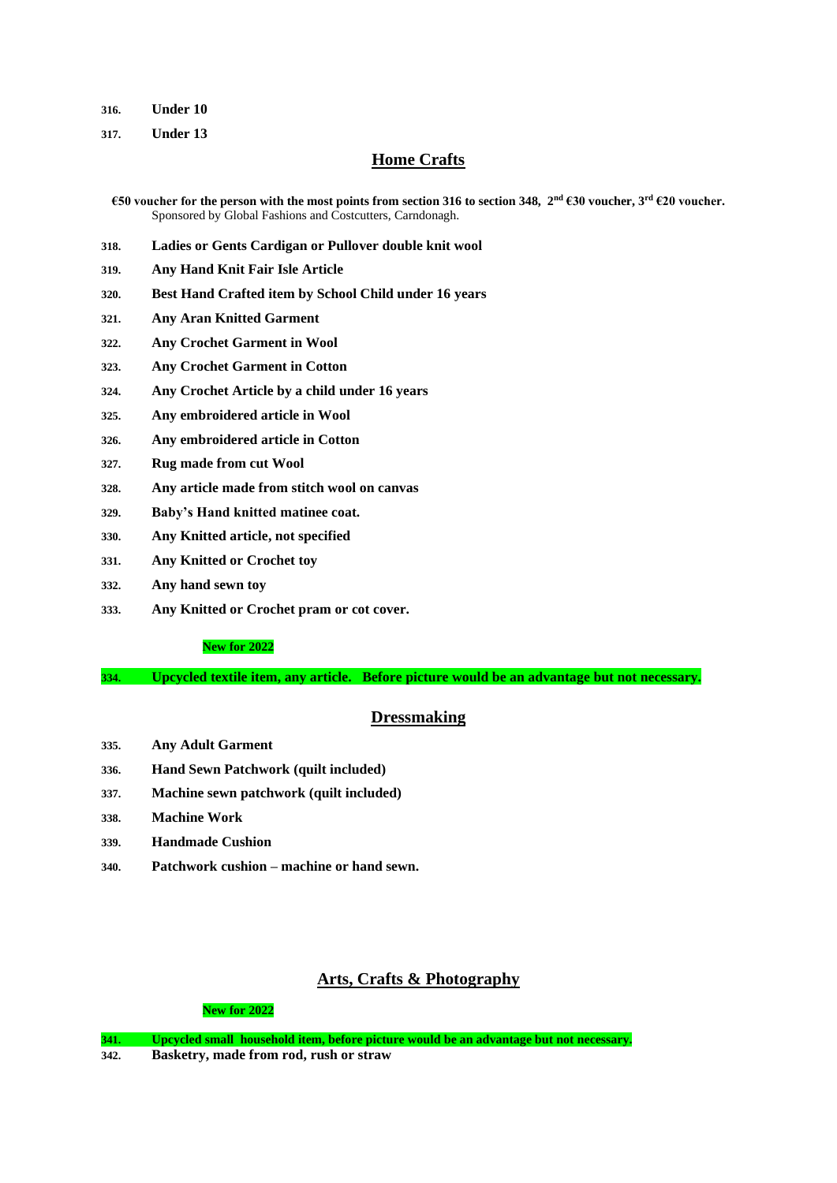**316.** **Under 10**

**317.** **Under 13**

## Home Crafts

**€50 voucher for the person with the most points from section 316 to section 348, 2nd €30 voucher, 3rd €20 voucher.**
Sponsored by Global Fashions and Costcutters, Carndonagh.

**318.** **Ladies or Gents Cardigan or Pullover double knit wool**

**319.** **Any Hand Knit Fair Isle Article**

**320.** **Best Hand Crafted item by School Child under 16 years**

**321.** **Any Aran Knitted Garment**

**322.** **Any Crochet Garment in Wool**

**323.** **Any Crochet Garment in Cotton**

**324.** **Any Crochet Article by a child under 16 years**

**325.** **Any embroidered article in Wool**

**326.** **Any embroidered article in Cotton**

**327.** **Rug made from cut Wool**

**328.** **Any article made from stitch wool on canvas**

**329.** **Baby's Hand knitted matinee coat.**

**330.** **Any Knitted article, not specified**

**331.** **Any Knitted or Crochet toy**

**332.** **Any hand sewn toy**

**333.** **Any Knitted or Crochet pram or cot cover.**

**New for 2022**

**334.** **Upcycled textile item, any article. Before picture would be an advantage but not necessary.**

## Dressmaking

**335.** **Any Adult Garment**

**336.** **Hand Sewn Patchwork (quilt included)**

**337.** **Machine sewn patchwork (quilt included)**

**338.** **Machine Work**

**339.** **Handmade Cushion**

**340.** **Patchwork cushion – machine or hand sewn.**

## Arts, Crafts & Photography

**New for 2022**

**341.** **Upcycled small household item, before picture would be an advantage but not necessary.**

**342.** **Basketry, made from rod, rush or straw**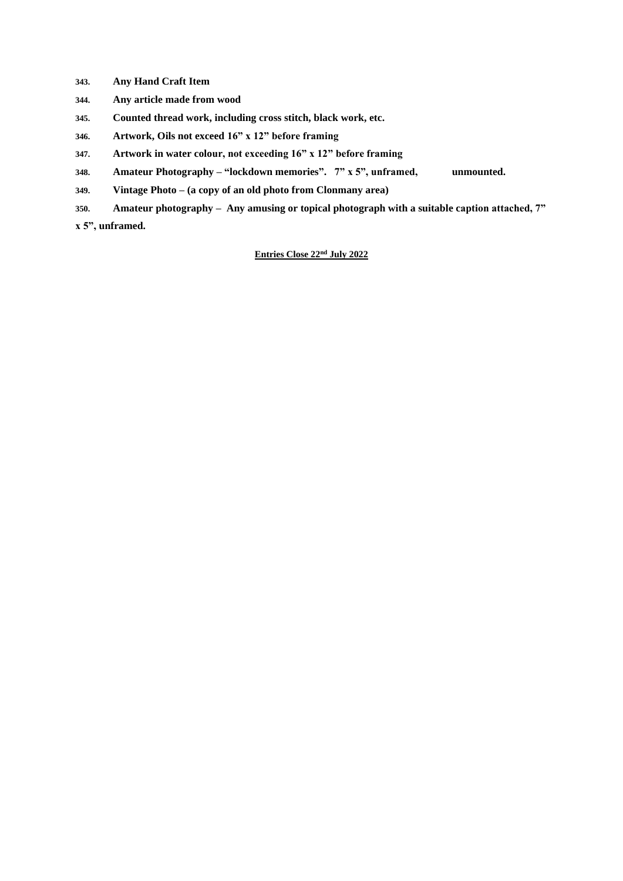343. **Any Hand Craft Item**

344. **Any article made from wood**

345. **Counted thread work, including cross stitch, black work, etc.**

346. **Artwork, Oils not exceed 16" x 12" before framing**

347. **Artwork in water colour, not exceeding 16" x 12" before framing**

348. **Amateur Photography – "lockdown memories". 7" x 5", unframed, unmounted.**

349. **Vintage Photo – (a copy of an old photo from Clonmany area)**

350. **Amateur photography – Any amusing or topical photograph with a suitable caption attached, 7" x 5", unframed.**

**Entries Close 22nd July 2022**